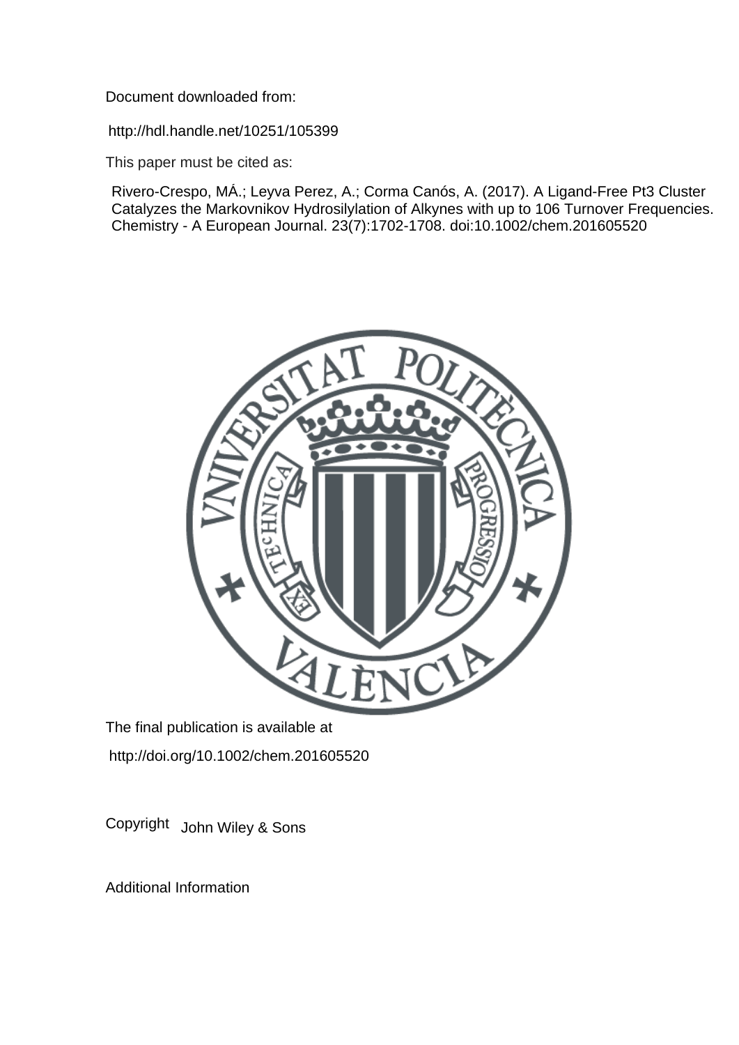Document downloaded from:

http://hdl.handle.net/10251/105399

This paper must be cited as:

Rivero-Crespo, MÁ.; Leyva Perez, A.; Corma Canós, A. (2017). A Ligand-Free Pt3 Cluster Catalyzes the Markovnikov Hydrosilylation of Alkynes with up to 106 Turnover Frequencies. Chemistry - A European Journal. 23(7):1702-1708. doi:10.1002/chem.201605520

The final publication is available at

http://doi.org/10.1002/chem.201605520

Copyright John Wiley & Sons

Additional Information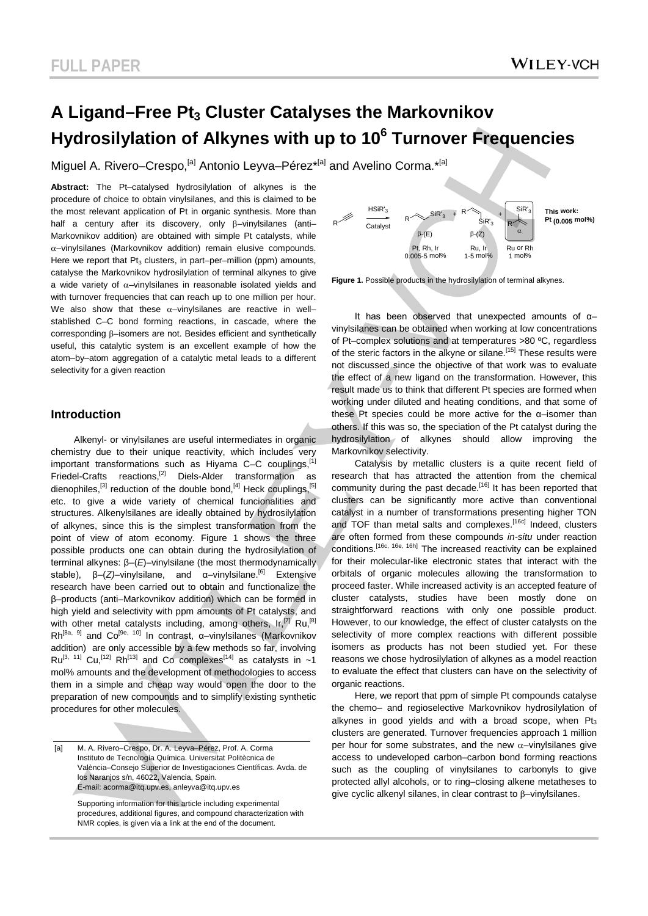# A Ligand–Free $Pt_3$ Cluster Catalyses the Markovnikov Hydrosilylation of Alkynes with up to $10^6$ Turnover Frequencies

Miguel A. Rivero–Crespo,[a] Antonio Leyva–Pérez*[a] and Avelino Corma.*[a]

**Abstract:** The Pt–catalysed hydrosilylation of alkynes is the procedure of choice to obtain vinylsilanes, and this is claimed to be the most relevant application of Pt in organic synthesis. More than half a century after its discovery, only β–vinylsilanes (anti–Markovnikov addition) are obtained with simple Pt catalysts, while α–vinylsilanes (Markovnikov addition) remain elusive compounds. Here we report that $Pt_3$ clusters, in part–per–million (ppm) amounts, catalyse the Markovnikov hydrosilylation of terminal alkynes to give a wide variety of α–vinylsilanes in reasonable isolated yields and with turnover frequencies that can reach up to one million per hour. We also show that these α–vinylsilanes are reactive in well–stablished C–C bond forming reactions, in cascade, where the corresponding β–isomers are not. Besides efficient and synthetically useful, this catalytic system is an excellent example of how the atom–by–atom aggregation of a catalytic metal leads to a different selectivity for a given reaction

## Introduction

Alkenyl- or vinylsilanes are useful intermediates in organic chemistry due to their unique reactivity, which includes very important transformations such as Hiyama C–C couplings,[1] Friedel-Crafts reactions,[2] Diels-Alder transformation as dienophiles,[3] reduction of the double bond,[4] Heck couplings,[5] etc. to give a wide variety of chemical funcionalities and structures. Alkenylsilanes are ideally obtained by hydrosilylation of alkynes, since this is the simplest transformation from the point of view of atom economy. Figure 1 shows the three possible products one can obtain during the hydrosilylation of terminal alkynes: β–(*E*)–vinylsilane (the most thermodynamically stable), β–(*Z*)–vinylsilane, and α–vinylsilane.[6] Extensive research have been carried out to obtain and functionalize the β–products (anti–Markovnikov addition) which can be formed in high yield and selectivity with ppm amounts of Pt catalysts, and with other metal catalysts including, among others, Ir,[7] Ru,[8] Rh[8a, 9] and Co[9e, 10] In contrast, α–vinylsilanes (Markovnikov addition) are only accessible by a few methods so far, involving Ru[3, 11] Cu,[12] Rh[13] and Co complexes[14] as catalysts in ~1 mol% amounts and the development of methodologies to access them in a simple and cheap way would open the door to the preparation of new compounds and to simplify existing synthetic procedures for other molecules.

[a] M. A. Rivero–Crespo, Dr. A. Leyva–Pérez, Prof. A. Corma
Instituto de Tecnología Química. Universitat Politècnica de València–Consejo Superior de Investigaciones Científicas. Avda. de los Naranjos s/n, 46022, Valencia, Spain.
E-mail: acorma@itq.upv.es, anleyva@itq.upv.es

Supporting information for this article including experimental procedures, additional figures, and compound characterization with NMR copies, is given via a link at the end of the document.

**Figure 1.** Possible products in the hydrosilylation of terminal alkynes.

It has been observed that unexpected amounts of α–vinylsilanes can be obtained when working at low concentrations of Pt–complex solutions and at temperatures >80 ºC, regardless of the steric factors in the alkyne or silane.[15] These results were not discussed since the objective of that work was to evaluate the effect of a new ligand on the transformation. However, this result made us to think that different Pt species are formed when working under diluted and heating conditions, and that some of these Pt species could be more active for the α–isomer than others. If this was so, the speciation of the Pt catalyst during the hydrosilylation of alkynes should allow improving the Markovnikov selectivity.

Catalysis by metallic clusters is a quite recent field of research that has attracted the attention from the chemical community during the past decade.[16] It has been reported that clusters can be significantly more active than conventional catalyst in a number of transformations presenting higher TON and TOF than metal salts and complexes.[16c] Indeed, clusters are often formed from these compounds *in-situ* under reaction conditions.[16c, 16e, 16h] The increased reactivity can be explained for their molecular-like electronic states that interact with the orbitals of organic molecules allowing the transformation to proceed faster. While increased activity is an accepted feature of cluster catalysts, studies have been mostly done on straightforward reactions with only one possible product. However, to our knowledge, the effect of cluster catalysts on the selectivity of more complex reactions with different possible isomers as products has not been studied yet. For these reasons we chose hydrosilylation of alkynes as a model reaction to evaluate the effect that clusters can have on the selectivity of organic reactions.

Here, we report that ppm of simple Pt compounds catalyse the chemo– and regioselective Markovnikov hydrosilylation of alkynes in good yields and with a broad scope, when $Pt_3$ clusters are generated. Turnover frequencies approach 1 million per hour for some substrates, and the new α–vinylsilanes give access to undeveloped carbon–carbon bond forming reactions such as the coupling of vinylsilanes to carbonyls to give protected allyl alcohols, or to ring–closing alkene metatheses to give cyclic alkenyl silanes, in clear contrast to β–vinylsilanes.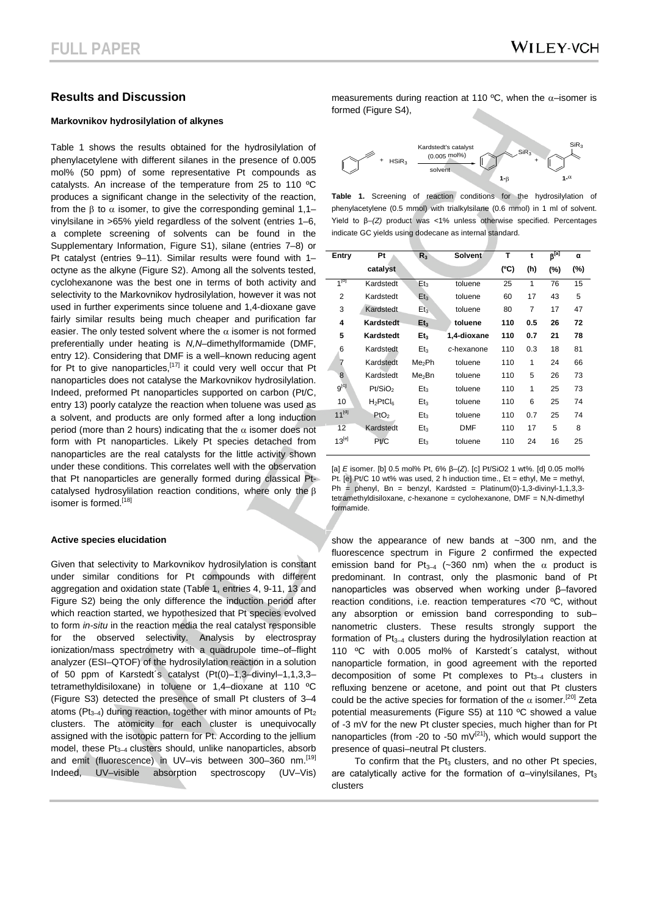## Results and Discussion

### Markovnikov hydrosilylation of alkynes

Table 1 shows the results obtained for the hydrosilylation of phenylacetylene with different silanes in the presence of 0.005 mol% (50 ppm) of some representative Pt compounds as catalysts. An increase of the temperature from 25 to 110 ºC produces a significant change in the selectivity of the reaction, from the β to α isomer, to give the corresponding geminal 1,1–vinylsilane in >65% yield regardless of the solvent (entries 1–6, a complete screening of solvents can be found in the Supplementary Information, Figure S1), silane (entries 7–8) or Pt catalyst (entries 9–11). Similar results were found with 1–octyne as the alkyne (Figure S2). Among all the solvents tested, cyclohexanone was the best one in terms of both activity and selectivity to the Markovnikov hydrosilylation, however it was not used in further experiments since toluene and 1,4-dioxane gave fairly similar results being much cheaper and purification far easier. The only tested solvent where the α isomer is not formed preferentially under heating is *N,N*–dimethylformamide (DMF, entry 12). Considering that DMF is a well–known reducing agent for Pt to give nanoparticles,[17] it could very well occur that Pt nanoparticles does not catalyse the Markovnikov hydrosilylation. Indeed, preformed Pt nanoparticles supported on carbon (Pt/C, entry 13) poorly catalyze the reaction when toluene was used as a solvent, and products are only formed after a long induction period (more than 2 hours) indicating that the α isomer does not form with Pt nanoparticles. Likely Pt species detached from nanoparticles are the real catalysts for the little activity shown under these conditions. This correlates well with the observation that Pt nanoparticles are generally formed during classical Pt-catalysed hydrosylilation reaction conditions, where only the β isomer is formed.[18]

measurements during reaction at 110 ºC, when the α–isomer is formed (Figure S4),

**Table 1.** Screening of reaction conditions for the hydrosilylation of phenylacetylene (0.5 mmol) with trialkylsilane (0.6 mmol) in 1 ml of solvent. Yield to β–*(Z)* product was <1% unless otherwise specified. Percentages indicate GC yields using dodecane as internal standard.

| Entry | Pt catalyst | $R_3$ | Solvent | T (ºC) | t (h) | β[a] (%) | α (%) |
|---|---|---|---|---|---|---|---|
| 1[b] | Kardstedt | $Et_3$ | toluene | 25 | 1 | 76 | 15 |
| 2 | Kardstedt | $Et_3$ | toluene | 60 | 17 | 43 | 5 |
| 3 | Kardstedt | $Et_3$ | toluene | 80 | 7 | 17 | 47 |
| **4** | **Kardstedt** | **$Et_3$** | **toluene** | **110** | **0.5** | **26** | **72** |
| **5** | **Kardstedt** | **$Et_3$** | **1,4-dioxane** | **110** | **0.7** | **21** | **78** |
| 6 | Kardstedt | $Et_3$ | *c*-hexanone | 110 | 0.3 | 18 | 81 |
| 7 | Kardstedt | $Me_2Ph$ | toluene | 110 | 1 | 24 | 66 |
| 8 | Kardstedt | $Me_2Bn$ | toluene | 110 | 5 | 26 | 73 |
| 9[c] | $Pt/SiO_2$ | $Et_3$ | toluene | 110 | 1 | 25 | 73 |
| 10 | $H_2PtCl_6$ | $Et_3$ | toluene | 110 | 6 | 25 | 74 |
| 11[d] | $PtO_2$ | $Et_3$ | toluene | 110 | 0.7 | 25 | 74 |
| 12 | Kardstedt | $Et_3$ | DMF | 110 | 17 | 5 | 8 |
| 13[e] | Pt/C | $Et_3$ | toluene | 110 | 24 | 16 | 25 |

[a] *E* isomer. [b] 0.5 mol% Pt, 6% β–(*Z*). [c] Pt/SiO2 1 wt%. [d] 0.05 mol% Pt. [e] Pt/C 10 wt% was used, 2 h induction time., Et = ethyl, Me = methyl, Ph = phenyl, Bn = benzyl, Kardsted = Platinum(0)-1,3-divinyl-1,1,3,3-tetramethyldisiloxane, *c*-hexanone = cyclohexanone, DMF = N,N-dimethyl formamide.

### Active species elucidation

Given that selectivity to Markovnikov hydrosilylation is constant under similar conditions for Pt compounds with different aggregation and oxidation state (Table 1, entries 4, 9-11, 13 and Figure S2) being the only difference the induction period after which reaction started, we hypothesized that Pt species evolved to form *in-situ* in the reaction media the real catalyst responsible for the observed selectivity. Analysis by electrospray ionization/mass spectrometry with a quadrupole time–of–flight analyzer (ESI–QTOF) of the hydrosilylation reaction in a solution of 50 ppm of Karstedt´s catalyst (Pt(0)–1,3–divinyl–1,1,3,3–tetramethyldisiloxane) in toluene or 1,4–dioxane at 110 ºC (Figure S3) detected the presence of small Pt clusters of 3–4 atoms ($Pt_{3–4}$) during reaction, together with minor amounts of $Pt_2$ clusters. The atomicity for each cluster is unequivocally assigned with the isotopic pattern for Pt. According to the jellium model, these $Pt_{3–4}$ clusters should, unlike nanoparticles, absorb and emit (fluorescence) in UV–vis between 300–360 nm.[19] Indeed, UV–visible absorption spectroscopy (UV–Vis) show the appearance of new bands at ~300 nm, and the fluorescence spectrum in Figure 2 confirmed the expected emission band for $Pt_{3–4}$ (~360 nm) when the α product is predominant. In contrast, only the plasmonic band of Pt nanoparticles was observed when working under β–favored reaction conditions, i.e. reaction temperatures <70 ºC, without any absorption or emission band corresponding to sub–nanometric clusters. These results strongly support the formation of $Pt_{3–4}$ clusters during the hydrosilylation reaction at 110 ºC with 0.005 mol% of Karstedt´s catalyst, without nanoparticle formation, in good agreement with the reported decomposition of some Pt complexes to $Pt_{3–4}$ clusters in refluxing benzene or acetone, and point out that Pt clusters could be the active species for formation of the α isomer.[20] Zeta potential measurements (Figure S5) at 110 ºC showed a value of -3 mV for the new Pt cluster species, much higher than for Pt nanoparticles (from -20 to -50 mV[21]), which would support the presence of quasi–neutral Pt clusters.

To confirm that the $Pt_3$ clusters, and no other Pt species, are catalytically active for the formation of α–vinylsilanes, $Pt_3$ clusters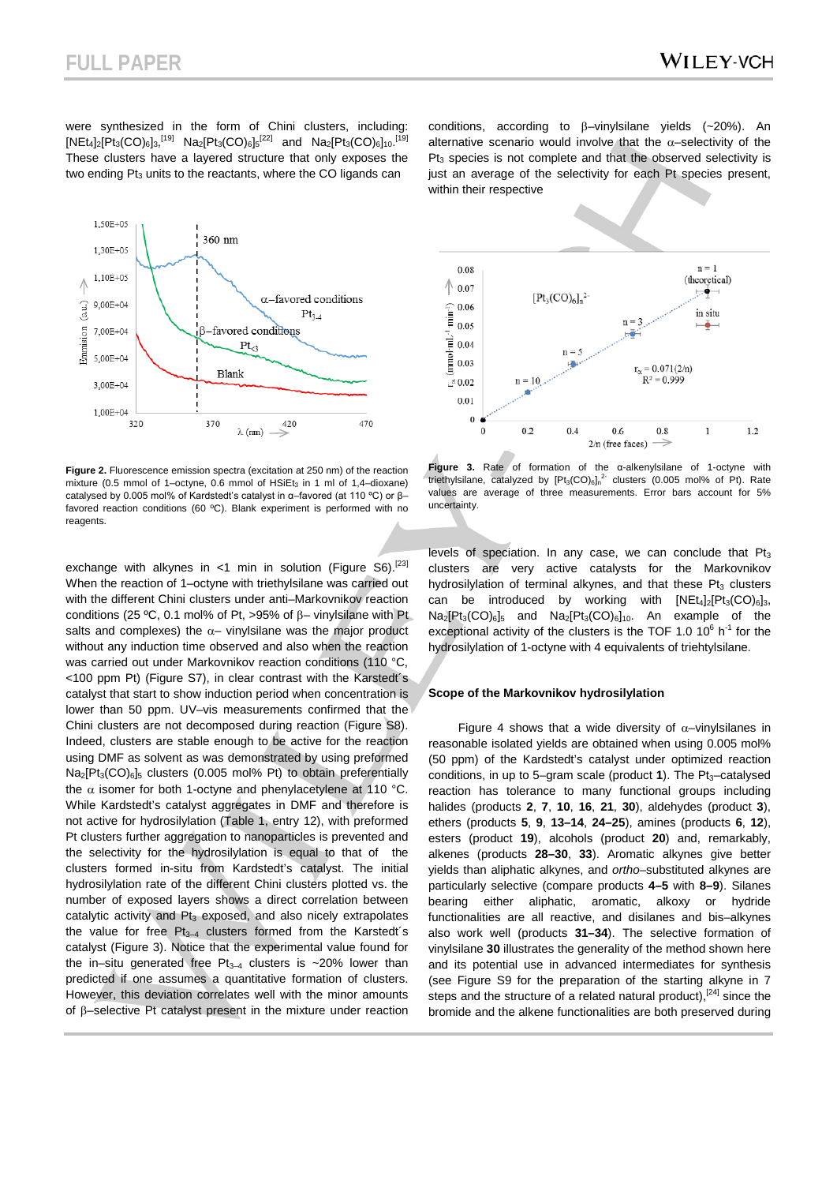were synthesized in the form of Chini clusters, including: $[NEt_4]_2[Pt_3(CO)_6]_3$,[19] $Na_2[Pt_3(CO)_6]_5$[22] and $Na_2[Pt_3(CO)_6]_{10}$.[19] These clusters have a layered structure that only exposes the two ending $Pt_3$ units to the reactants, where the CO ligands can exchange with alkynes in <1 min in solution (Figure S6).[23] When the reaction of 1–octyne with triethylsilane was carried out with the different Chini clusters under anti–Markovnikov reaction conditions (25 ºC, 0.1 mol% of Pt, >95% of β– vinylsilane with Pt salts and complexes) the α– vinylsilane was the major product without any induction time observed and also when the reaction was carried out under Markovnikov reaction conditions (110 °C, <100 ppm Pt) (Figure S7), in clear contrast with the Karstedt´s catalyst that start to show induction period when concentration is lower than 50 ppm. UV–vis measurements confirmed that the Chini clusters are not decomposed during reaction (Figure S8). Indeed, clusters are stable enough to be active for the reaction using DMF as solvent as was demonstrated by using preformed $Na_2[Pt_3(CO)_6]_5$ clusters (0.005 mol% Pt) to obtain preferentially the α isomer for both 1-octyne and phenylacetylene at 110 °C. While Kardstedt's catalyst aggregates in DMF and therefore is not active for hydrosilylation (Table 1, entry 12), with preformed Pt clusters further aggregation to nanoparticles is prevented and the selectivity for the hydrosilylation is equal to that of the clusters formed in-situ from Kardstedt's catalyst. The initial hydrosilylation rate of the different Chini clusters plotted vs. the number of exposed layers shows a direct correlation between catalytic activity and $Pt_3$ exposed, and also nicely extrapolates the value for free $Pt_{3-4}$ clusters formed from the Karstedt´s catalyst (Figure 3). Notice that the experimental value found for the in–situ generated free $Pt_{3-4}$ clusters is ~20% lower than predicted if one assumes a quantitative formation of clusters. However, this deviation correlates well with the minor amounts of β–selective Pt catalyst present in the mixture under reaction conditions, according to β–vinylsilane yields (~20%). An alternative scenario would involve that the α–selectivity of the $Pt_3$ species is not complete and that the observed selectivity is just an average of the selectivity for each Pt species present, within their respective levels of speciation. In any case, we can conclude that $Pt_3$ clusters are very active catalysts for the Markovnikov hydrosilylation of terminal alkynes, and that these $Pt_3$ clusters can be introduced by working with $[NEt_4]_2[Pt_3(CO)_6]_3$, $Na_2[Pt_3(CO)_6]_5$ and $Na_2[Pt_3(CO)_6]_{10}$. An example of the exceptional activity of the clusters is the TOF 1.0 $10^6$ $h^{-1}$ for the hydrosilylation of 1-octyne with 4 equivalents of triehtylsilane.

**Figure 2.** Fluorescence emission spectra (excitation at 250 nm) of the reaction mixture (0.5 mmol of 1–octyne, 0.6 mmol of $HSiEt_3$ in 1 ml of 1,4–dioxane) catalysed by 0.005 mol% of Kardstedt's catalyst in α–favored (at 110 ºC) or β–favored reaction conditions (60 ºC). Blank experiment is performed with no reagents.

**Figure 3.** Rate of formation of the α-alkenylsilane of 1-octyne with triethylsilane, catalyzed by $[Pt_3(CO)_6]_n^{2-}$ clusters (0.005 mol% of Pt). Rate values are average of three measurements. Error bars account for 5% uncertainty.

## Scope of the Markovnikov hydrosilylation

Figure 4 shows that a wide diversity of α–vinylsilanes in reasonable isolated yields are obtained when using 0.005 mol% (50 ppm) of the Kardstedt's catalyst under optimized reaction conditions, in up to 5–gram scale (product **1**). The $Pt_3$–catalysed reaction has tolerance to many functional groups including halides (products **2**, **7**, **10**, **16**, **21**, **30**), aldehydes (product **3**), ethers (products **5**, **9**, **13–14**, **24–25**), amines (products **6**, **12**), esters (product **19**), alcohols (product **20**) and, remarkably, alkenes (products **28–30**, **33**). Aromatic alkynes give better yields than aliphatic alkynes, and *ortho*–substituted alkynes are particularly selective (compare products **4–5** with **8–9**). Silanes bearing either aliphatic, aromatic, alkoxy or hydride functionalities are all reactive, and disilanes and bis–alkynes also work well (products **31–34**). The selective formation of vinylsilane **30** illustrates the generality of the method shown here and its potential use in advanced intermediates for synthesis (see Figure S9 for the preparation of the starting alkyne in 7 steps and the structure of a related natural product),[24] since the bromide and the alkene functionalities are both preserved during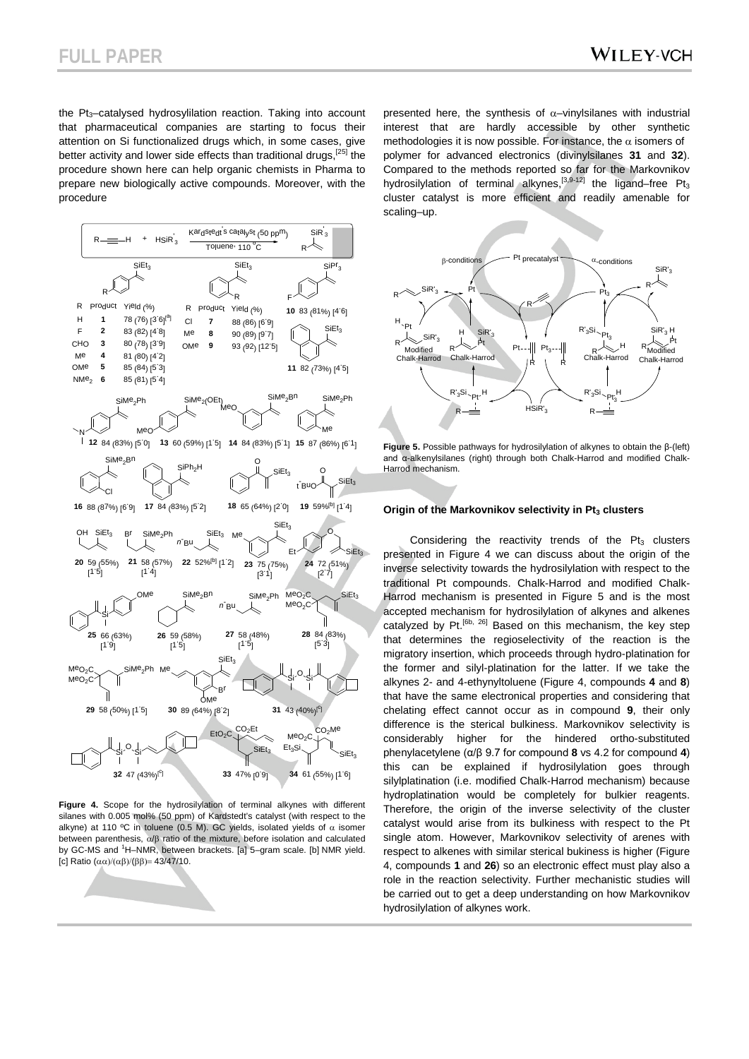the $Pt_3$–catalysed hydrosylilation reaction. Taking into account that pharmaceutical companies are starting to focus their attention on Si functionalized drugs which, in some cases, give better activity and lower side effects than traditional drugs,[25] the procedure shown here can help organic chemists in Pharma to prepare new biologically active compounds. Moreover, with the procedure presented here, the synthesis of α–vinylsilanes with industrial interest that are hardly accessible by other synthetic methodologies it is now possible. For instance, the α isomers of polymer for advanced electronics (divinylsilanes **31** and **32**). Compared to the methods reported so far for the Markovnikov hydrosilylation of terminal alkynes,[3,9-12] the ligand–free $Pt_3$ cluster catalyst is more efficient and readily amenable for scaling–up.

**Figure 4.** Scope for the hydrosilylation of terminal alkynes with different silanes with 0.005 mol% (50 ppm) of Kardstedt's catalyst (with respect to the alkyne) at 110 ºC in toluene (0.5 M). GC yields, isolated yields of α isomer between parenthesis, α/β ratio of the mixture, before isolation and calculated by GC-MS and $^1$H–NMR, between brackets. [a] 5–gram scale. [b] NMR yield. [c] Ratio (αα)/(αβ)/(ββ)= 43/47/10.

**Figure 5.** Possible pathways for hydrosilylation of alkynes to obtain the β-(left) and α-alkenylsilanes (right) through both Chalk-Harrod and modified Chalk-Harrod mechanism.

### Origin of the Markovnikov selectivity in $Pt_3$ clusters

Considering the reactivity trends of the $Pt_3$ clusters presented in Figure 4 we can discuss about the origin of the inverse selectivity towards the hydrosilylation with respect to the traditional Pt compounds. Chalk-Harrod and modified Chalk-Harrod mechanism is presented in Figure 5 and is the most accepted mechanism for hydrosilylation of alkynes and alkenes catalyzed by Pt.[6b, 26] Based on this mechanism, the key step that determines the regioselectivity of the reaction is the migratory insertion, which proceeds through hydro-platination for the former and silyl-platination for the latter. If we take the alkynes 2- and 4-ethynyltoluene (Figure 4, compounds **4** and **8**) that have the same electronical properties and considering that chelating effect cannot occur as in compound **9**, their only difference is the sterical bulkiness. Markovnikov selectivity is considerably higher for the hindered ortho-substituted phenylacetylene (α/β 9.7 for compound **8** vs 4.2 for compound **4**) this can be explained if hydrosilylation goes through silylplatination (i.e. modified Chalk-Harrod mechanism) because hydroplatination would be completely for bulkier reagents. Therefore, the origin of the inverse selectivity of the cluster catalyst would arise from its bulkiness with respect to the Pt single atom. However, Markovnikov selectivity of arenes with respect to alkenes with similar sterical bukiness is higher (Figure 4, compounds **1** and **26**) so an electronic effect must play also a role in the reaction selectivity. Further mechanistic studies will be carried out to get a deep understanding on how Markovnikov hydrosilylation of alkynes work.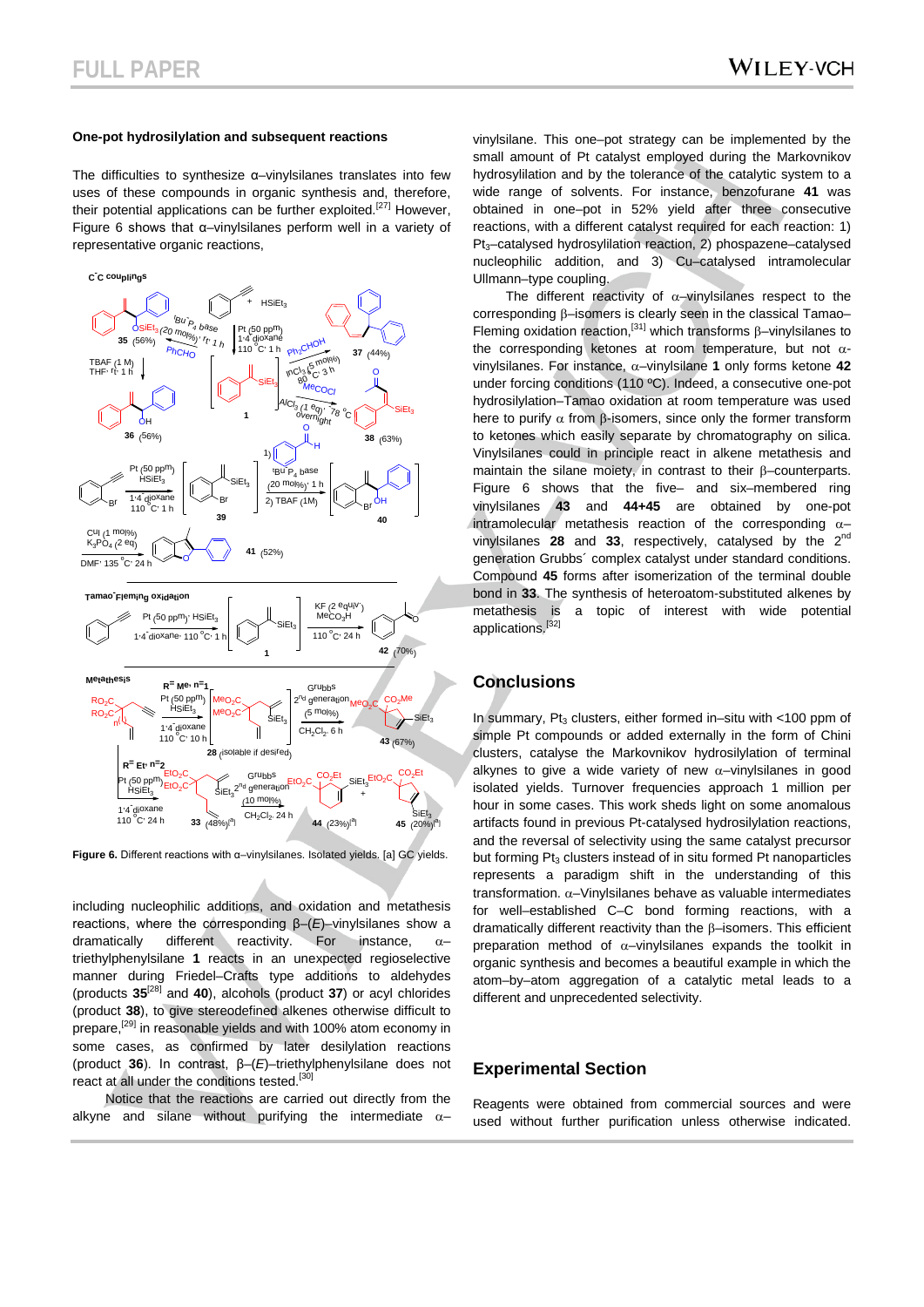### One-pot hydrosilylation and subsequent reactions

The difficulties to synthesize α–vinylsilanes translates into few uses of these compounds in organic synthesis and, therefore, their potential applications can be further exploited.[27] However, Figure 6 shows that α–vinylsilanes perform well in a variety of representative organic reactions,

**Figure 6.** Different reactions with α–vinylsilanes. Isolated yields. [a] GC yields.

including nucleophilic additions, and oxidation and metathesis reactions, where the corresponding β–(*E*)–vinylsilanes show a dramatically different reactivity. For instance, α–triethylphenylsilane **1** reacts in an unexpected regioselective manner during Friedel–Crafts type additions to aldehydes (products **35**[28] and **40**), alcohols (product **37**) or acyl chlorides (product **38**), to give stereodefined alkenes otherwise difficult to prepare,[29] in reasonable yields and with 100% atom economy in some cases, as confirmed by later desilylation reactions (product **36**). In contrast, β–(*E*)–triethylphenylsilane does not react at all under the conditions tested.[30]

Notice that the reactions are carried out directly from the alkyne and silane without purifying the intermediate α–vinylsilane. This one–pot strategy can be implemented by the small amount of Pt catalyst employed during the Markovnikov hydrosilylation and by the tolerance of the catalytic system to a wide range of solvents. For instance, benzofurane **41** was obtained in one–pot in 52% yield after three consecutive reactions, with a different catalyst required for each reaction: 1) $Pt_3$–catalysed hydrosilylation reaction, 2) phospazene–catalysed nucleophilic addition, and 3) Cu–catalysed intramolecular Ullmann–type coupling.

The different reactivity of α–vinylsilanes respect to the corresponding β–isomers is clearly seen in the classical Tamao–Fleming oxidation reaction,[31] which transforms β–vinylsilanes to the corresponding ketones at room temperature, but not α-vinylsilanes. For instance, α–vinylsilane **1** only forms ketone **42** under forcing conditions (110 ºC). Indeed, a consecutive one-pot hydrosilylation–Tamao oxidation at room temperature was used here to purify α from β-isomers, since only the former transform to ketones which easily separate by chromatography on silica. Vinylsilanes could in principle react in alkene metathesis and maintain the silane moiety, in contrast to their β–counterparts. Figure 6 shows that the five– and six–membered ring vinylsilanes **43** and **44+45** are obtained by one-pot intramolecular metathesis reaction of the corresponding α–vinylsilanes **28** and **33**, respectively, catalysed by the 2nd generation Grubbs´ complex catalyst under standard conditions. Compound **45** forms after isomerization of the terminal double bond in **33**. The synthesis of heteroatom-substituted alkenes by metathesis is a topic of interest with wide potential applications.[32]

## Conclusions

In summary, $Pt_3$ clusters, either formed in–situ with <100 ppm of simple Pt compounds or added externally in the form of Chini clusters, catalyse the Markovnikov hydrosilylation of terminal alkynes to give a wide variety of new α–vinylsilanes in good isolated yields. Turnover frequencies approach 1 million per hour in some cases. This work sheds light on some anomalous artifacts found in previous Pt-catalysed hydrosilylation reactions, and the reversal of selectivity using the same catalyst precursor but forming $Pt_3$ clusters instead of in situ formed Pt nanoparticles represents a paradigm shift in the understanding of this transformation. α–Vinylsilanes behave as valuable intermediates for well–established C–C bond forming reactions, with a dramatically different reactivity than the β–isomers. This efficient preparation method of α–vinylsilanes expands the toolkit in organic synthesis and becomes a beautiful example in which the atom–by–atom aggregation of a catalytic metal leads to a different and unprecedented selectivity.

## Experimental Section

Reagents were obtained from commercial sources and were used without further purification unless otherwise indicated.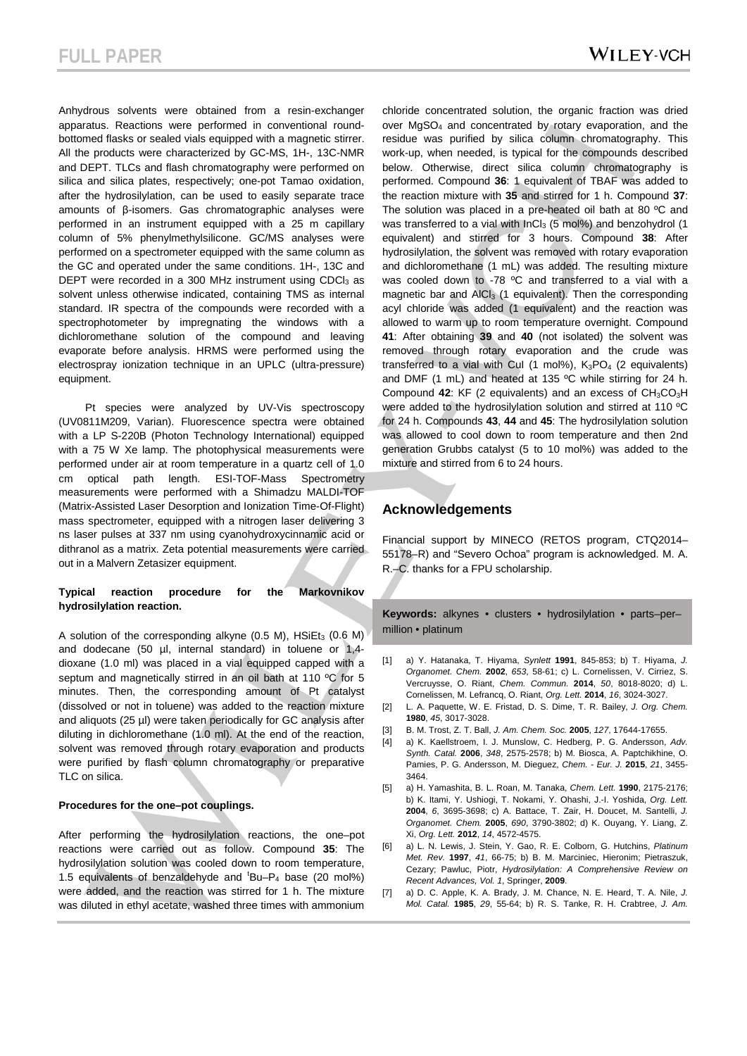Anhydrous solvents were obtained from a resin-exchanger apparatus. Reactions were performed in conventional round-bottomed flasks or sealed vials equipped with a magnetic stirrer. All the products were characterized by GC-MS, 1H-, 13C-NMR and DEPT. TLCs and flash chromatography were performed on silica and silica plates, respectively; one-pot Tamao oxidation, after the hydrosilylation, can be used to easily separate trace amounts of β-isomers. Gas chromatographic analyses were performed in an instrument equipped with a 25 m capillary column of 5% phenylmethylsilicone. GC/MS analyses were performed on a spectrometer equipped with the same column as the GC and operated under the same conditions. 1H-, 13C and DEPT were recorded in a 300 MHz instrument using $CDCl_3$ as solvent unless otherwise indicated, containing TMS as internal standard. IR spectra of the compounds were recorded with a spectrophotometer by impregnating the windows with a dichloromethane solution of the compound and leaving evaporate before analysis. HRMS were performed using the electrospray ionization technique in an UPLC (ultra-pressure) equipment.

Pt species were analyzed by UV-Vis spectroscopy (UV0811M209, Varian). Fluorescence spectra were obtained with a LP S-220B (Photon Technology International) equipped with a 75 W Xe lamp. The photophysical measurements were performed under air at room temperature in a quartz cell of 1.0 cm optical path length. ESI-TOF-Mass Spectrometry measurements were performed with a Shimadzu MALDI-TOF (Matrix-Assisted Laser Desorption and Ionization Time-Of-Flight) mass spectrometer, equipped with a nitrogen laser delivering 3 ns laser pulses at 337 nm using cyanohydroxycinnamic acid or dithranol as a matrix. Zeta potential measurements were carried out in a Malvern Zetasizer equipment.

**Typical reaction procedure for the Markovnikov hydrosilylation reaction.**

A solution of the corresponding alkyne (0.5 M), $HSiEt_3$ (0.6 M) and dodecane (50 µl, internal standard) in toluene or 1,4-dioxane (1.0 ml) was placed in a vial equipped capped with a septum and magnetically stirred in an oil bath at 110 ºC for 5 minutes. Then, the corresponding amount of Pt catalyst (dissolved or not in toluene) was added to the reaction mixture and aliquots (25 µl) were taken periodically for GC analysis after diluting in dichloromethane (1.0 ml). At the end of the reaction, solvent was removed through rotary evaporation and products were purified by flash column chromatography or preparative TLC on silica.

**Procedures for the one–pot couplings.**

After performing the hydrosilylation reactions, the one–pot reactions were carried out as follow. Compound **35**: The hydrosilylation solution was cooled down to room temperature, 1.5 equivalents of benzaldehyde and $^{t}Bu–P_4$ base (20 mol%) were added, and the reaction was stirred for 1 h. The mixture was diluted in ethyl acetate, washed three times with ammonium chloride concentrated solution, the organic fraction was dried over $MgSO_4$ and concentrated by rotary evaporation, and the residue was purified by silica column chromatography. This work-up, when needed, is typical for the compounds described below. Otherwise, direct silica column chromatography is performed. Compound **36**: 1 equivalent of TBAF was added to the reaction mixture with **35** and stirred for 1 h. Compound **37**: The solution was placed in a pre-heated oil bath at 80 ºC and was transferred to a vial with $InCl_3$ (5 mol%) and benzohydrol (1 equivalent) and stirred for 3 hours. Compound **38**: After hydrosilylation, the solvent was removed with rotary evaporation and dichloromethane (1 mL) was added. The resulting mixture was cooled down to -78 ºC and transferred to a vial with a magnetic bar and $AlCl_3$ (1 equivalent). Then the corresponding acyl chloride was added (1 equivalent) and the reaction was allowed to warm up to room temperature overnight. Compound **41**: After obtaining **39** and **40** (not isolated) the solvent was removed through rotary evaporation and the crude was transferred to a vial with CuI (1 mol%), $K_3PO_4$ (2 equivalents) and DMF (1 mL) and heated at 135 ºC while stirring for 24 h. Compound **42**: KF (2 equivalents) and an excess of $CH_3CO_3H$ were added to the hydrosilylation solution and stirred at 110 ºC for 24 h. Compounds **43**, **44** and **45**: The hydrosilylation solution was allowed to cool down to room temperature and then 2nd generation Grubbs catalyst (5 to 10 mol%) was added to the mixture and stirred from 6 to 24 hours.

## Acknowledgements

Financial support by MINECO (RETOS program, CTQ2014–55178–R) and "Severo Ochoa" program is acknowledged. M. A. R.–C. thanks for a FPU scholarship.

**Keywords:** alkynes • clusters • hydrosilylation • parts–per–million • platinum

[1] a) Y. Hatanaka, T. Hiyama, *Synlett* **1991**, 845-853; b) T. Hiyama, *J. Organomet. Chem.* **2002**, *653*, 58-61; c) L. Cornelissen, V. Cirriez, S. Vercruysse, O. Riant, *Chem. Commun.* **2014**, *50*, 8018-8020; d) L. Cornelissen, M. Lefrancq, O. Riant, *Org. Lett.* **2014**, *16*, 3024-3027.

[2] L. A. Paquette, W. E. Fristad, D. S. Dime, T. R. Bailey, *J. Org. Chem.* **1980**, *45*, 3017-3028.

[3] B. M. Trost, Z. T. Ball, *J. Am. Chem. Soc.* **2005**, *127*, 17644-17655.

[4] a) K. Kaellstroem, I. J. Munslow, C. Hedberg, P. G. Andersson, *Adv. Synth. Catal.* **2006**, *348*, 2575-2578; b) M. Biosca, A. Paptchikhine, O. Pamies, P. G. Andersson, M. Dieguez, *Chem. - Eur. J.* **2015**, *21*, 3455-3464.

[5] a) H. Yamashita, B. L. Roan, M. Tanaka, *Chem. Lett.* **1990**, 2175-2176; b) K. Itami, Y. Ushiogi, T. Nokami, Y. Ohashi, J.-I. Yoshida, *Org. Lett.* **2004**, *6*, 3695-3698; c) A. Battace, T. Zair, H. Doucet, M. Santelli, *J. Organomet. Chem.* **2005**, *690*, 3790-3802; d) K. Ouyang, Y. Liang, Z. Xi, *Org. Lett.* **2012**, *14*, 4572-4575.

[6] a) L. N. Lewis, J. Stein, Y. Gao, R. E. Colborn, G. Hutchins, *Platinum Met. Rev.* **1997**, *41*, 66-75; b) B. M. Marciniec, Hieronim; Pietraszuk, Cezary; Pawluc, Piotr, *Hydrosilylation: A Comprehensive Review on Recent Advances, Vol. 1*, Springer, **2009**.

[7] a) D. C. Apple, K. A. Brady, J. M. Chance, N. E. Heard, T. A. Nile, *J. Mol. Catal.* **1985**, *29*, 55-64; b) R. S. Tanke, R. H. Crabtree, *J. Am.*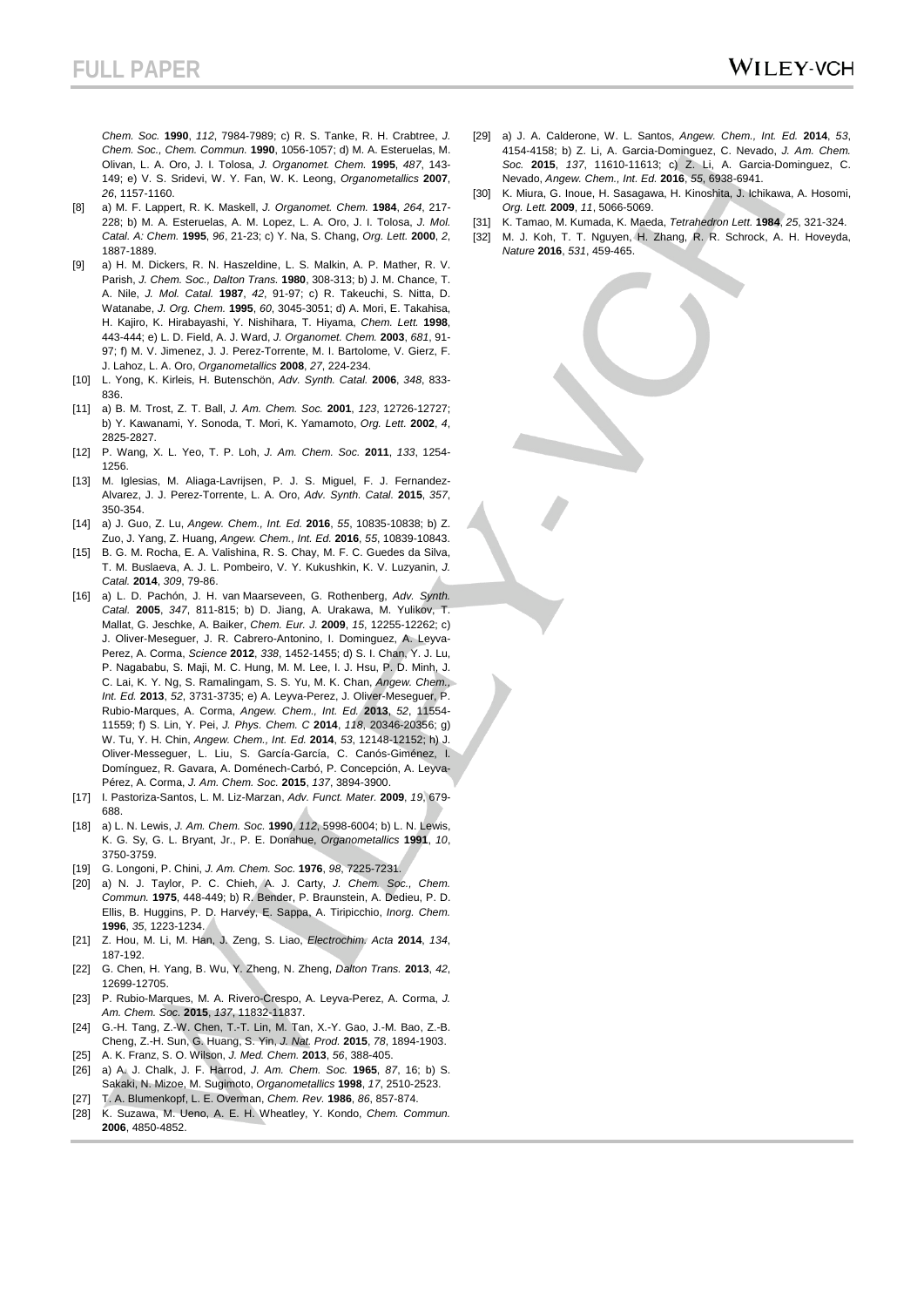*Chem. Soc.* **1990**, *112*, 7984-7989; c) R. S. Tanke, R. H. Crabtree, *J. Chem. Soc., Chem. Commun.* **1990**, 1056-1057; d) M. A. Esteruelas, M. Olivan, L. A. Oro, J. I. Tolosa, *J. Organomet. Chem.* **1995**, *487*, 143-149; e) V. S. Sridevi, W. Y. Fan, W. K. Leong, *Organometallics* **2007**, *26*, 1157-1160.

[8] a) M. F. Lappert, R. K. Maskell, *J. Organomet. Chem.* **1984**, *264*, 217-228; b) M. A. Esteruelas, A. M. Lopez, L. A. Oro, J. I. Tolosa, *J. Mol. Catal. A: Chem.* **1995**, *96*, 21-23; c) Y. Na, S. Chang, *Org. Lett.* **2000**, *2*, 1887-1889.

[9] a) H. M. Dickers, R. N. Haszeldine, L. S. Malkin, A. P. Mather, R. V. Parish, *J. Chem. Soc., Dalton Trans.* **1980**, 308-313; b) J. M. Chance, T. A. Nile, *J. Mol. Catal.* **1987**, *42*, 91-97; c) R. Takeuchi, S. Nitta, D. Watanabe, *J. Org. Chem.* **1995**, *60*, 3045-3051; d) A. Mori, E. Takahisa, H. Kajiro, K. Hirabayashi, Y. Nishihara, T. Hiyama, *Chem. Lett.* **1998**, 443-444; e) L. D. Field, A. J. Ward, *J. Organomet. Chem.* **2003**, *681*, 91-97; f) M. V. Jimenez, J. J. Perez-Torrente, M. I. Bartolome, V. Gierz, F. J. Lahoz, L. A. Oro, *Organometallics* **2008**, *27*, 224-234.

[10] L. Yong, K. Kirleis, H. Butenschön, *Adv. Synth. Catal.* **2006**, *348*, 833-836.

[11] a) B. M. Trost, Z. T. Ball, *J. Am. Chem. Soc.* **2001**, *123*, 12726-12727; b) Y. Kawanami, Y. Sonoda, T. Mori, K. Yamamoto, *Org. Lett.* **2002**, *4*, 2825-2827.

[12] P. Wang, X. L. Yeo, T. P. Loh, *J. Am. Chem. Soc.* **2011**, *133*, 1254-1256.

[13] M. Iglesias, M. Aliaga-Lavrijsen, P. J. S. Miguel, F. J. Fernandez-Alvarez, J. J. Perez-Torrente, L. A. Oro, *Adv. Synth. Catal.* **2015**, *357*, 350-354.

[14] a) J. Guo, Z. Lu, *Angew. Chem., Int. Ed.* **2016**, *55*, 10835-10838; b) Z. Zuo, J. Yang, Z. Huang, *Angew. Chem., Int. Ed.* **2016**, *55*, 10839-10843.

[15] B. G. M. Rocha, E. A. Valishina, R. S. Chay, M. F. C. Guedes da Silva, T. M. Buslaeva, A. J. L. Pombeiro, V. Y. Kukushkin, K. V. Luzyanin, *J. Catal.* **2014**, *309*, 79-86.

[16] a) L. D. Pachón, J. H. van Maarseveen, G. Rothenberg, *Adv. Synth. Catal.* **2005**, *347*, 811-815; b) D. Jiang, A. Urakawa, M. Yulikov, T. Mallat, G. Jeschke, A. Baiker, *Chem. Eur. J.* **2009**, *15*, 12255-12262; c) J. Oliver-Meseguer, J. R. Cabrero-Antonino, I. Dominguez, A. Leyva-Perez, A. Corma, *Science* **2012**, *338*, 1452-1455; d) S. I. Chan, Y. J. Lu, P. Nagababu, S. Maji, M. C. Hung, M. M. Lee, I. J. Hsu, P. D. Minh, J. C. Lai, K. Y. Ng, S. Ramalingam, S. S. Yu, M. K. Chan, *Angew. Chem., Int. Ed.* **2013**, *52*, 3731-3735; e) A. Leyva-Perez, J. Oliver-Meseguer, P. Rubio-Marques, A. Corma, *Angew. Chem., Int. Ed.* **2013**, *52*, 11554-11559; f) S. Lin, Y. Pei, *J. Phys. Chem. C* **2014**, *118*, 20346-20356; g) W. Tu, Y. H. Chin, *Angew. Chem., Int. Ed.* **2014**, *53*, 12148-12152; h) J. Oliver-Messeguer, L. Liu, S. García-García, C. Canós-Giménez, I. Domínguez, R. Gavara, A. Doménech-Carbó, P. Concepción, A. Leyva-Pérez, A. Corma, *J. Am. Chem. Soc.* **2015**, *137*, 3894-3900.

[17] I. Pastoriza-Santos, L. M. Liz-Marzan, *Adv. Funct. Mater.* **2009**, *19*, 679-688.

[18] a) L. N. Lewis, *J. Am. Chem. Soc.* **1990**, *112*, 5998-6004; b) L. N. Lewis, K. G. Sy, G. L. Bryant, Jr., P. E. Donahue, *Organometallics* **1991**, *10*, 3750-3759.

[19] G. Longoni, P. Chini, *J. Am. Chem. Soc.* **1976**, *98*, 7225-7231.

[20] a) N. J. Taylor, P. C. Chieh, A. J. Carty, *J. Chem. Soc., Chem. Commun.* **1975**, 448-449; b) R. Bender, P. Braunstein, A. Dedieu, P. D. Ellis, B. Huggins, P. D. Harvey, E. Sappa, A. Tiripicchio, *Inorg. Chem.* **1996**, *35*, 1223-1234.

[21] Z. Hou, M. Li, M. Han, J. Zeng, S. Liao, *Electrochim. Acta* **2014**, *134*, 187-192.

[22] G. Chen, H. Yang, B. Wu, Y. Zheng, N. Zheng, *Dalton Trans.* **2013**, *42*, 12699-12705.

[23] P. Rubio-Marques, M. A. Rivero-Crespo, A. Leyva-Perez, A. Corma, *J. Am. Chem. Soc.* **2015**, *137*, 11832-11837.

[24] G.-H. Tang, Z.-W. Chen, T.-T. Lin, M. Tan, X.-Y. Gao, J.-M. Bao, Z.-B. Cheng, Z.-H. Sun, G. Huang, S. Yin, *J. Nat. Prod.* **2015**, *78*, 1894-1903.

[25] A. K. Franz, S. O. Wilson, *J. Med. Chem.* **2013**, *56*, 388-405.

[26] a) A. J. Chalk, J. F. Harrod, *J. Am. Chem. Soc.* **1965**, *87*, 16; b) S. Sakaki, N. Mizoe, M. Sugimoto, *Organometallics* **1998**, *17*, 2510-2523.

[27] T. A. Blumenkopf, L. E. Overman, *Chem. Rev.* **1986**, *86*, 857-874.

[28] K. Suzawa, M. Ueno, A. E. H. Wheatley, Y. Kondo, *Chem. Commun.* **2006**, 4850-4852.

[29] a) J. A. Calderone, W. L. Santos, *Angew. Chem., Int. Ed.* **2014**, *53*, 4154-4158; b) Z. Li, A. Garcia-Dominguez, C. Nevado, *J. Am. Chem. Soc.* **2015**, *137*, 11610-11613; c) Z. Li, A. Garcia-Dominguez, C. Nevado, *Angew. Chem., Int. Ed.* **2016**, *55*, 6938-6941.

[30] K. Miura, G. Inoue, H. Sasagawa, H. Kinoshita, J. Ichikawa, A. Hosomi, *Org. Lett.* **2009**, *11*, 5066-5069.

[31] K. Tamao, M. Kumada, K. Maeda, *Tetrahedron Lett.* **1984**, *25*, 321-324.

[32] M. J. Koh, T. T. Nguyen, H. Zhang, R. R. Schrock, A. H. Hoveyda, *Nature* **2016**, *531*, 459-465.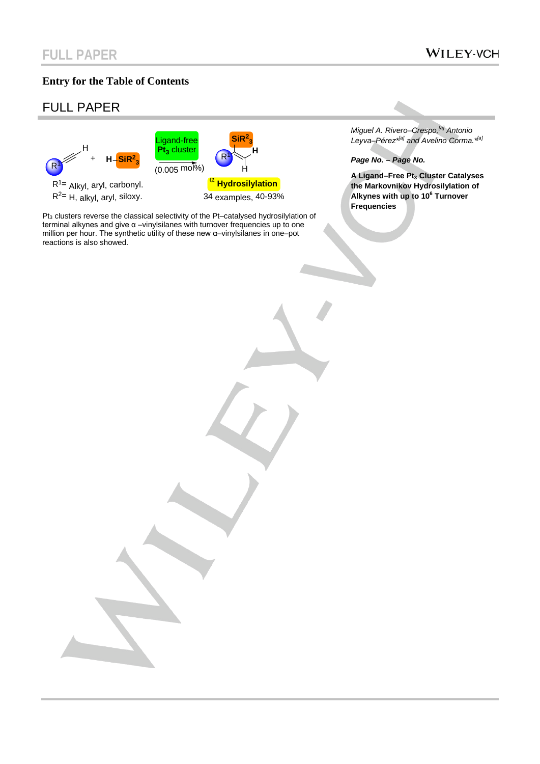**Entry for the Table of Contents**

# FULL PAPER

R1= Alkyl, aryl, carbonyl.
R2= H, alkyl, aryl, siloxy.

Ligand-free $Pt_3$ cluster

(0.005 mol%)

α Hydrosilylation

34 examples, 40-93%

$Pt_3$ clusters reverse the classical selectivity of the Pt–catalysed hydrosilylation of terminal alkynes and give α –vinylsilanes with turnover frequencies up to one million per hour. The synthetic utility of these new α–vinylsilanes in one–pot reactions is also showed.

*Miguel A. Rivero–Crespo,[a] Antonio Leyva–Pérez*[a] and Avelino Corma.*[a]*

***Page No. – Page No.***

**A Ligand–Free $Pt_3$ Cluster Catalyses the Markovnikov Hydrosilylation of Alkynes with up to $10^6$ Turnover Frequencies**